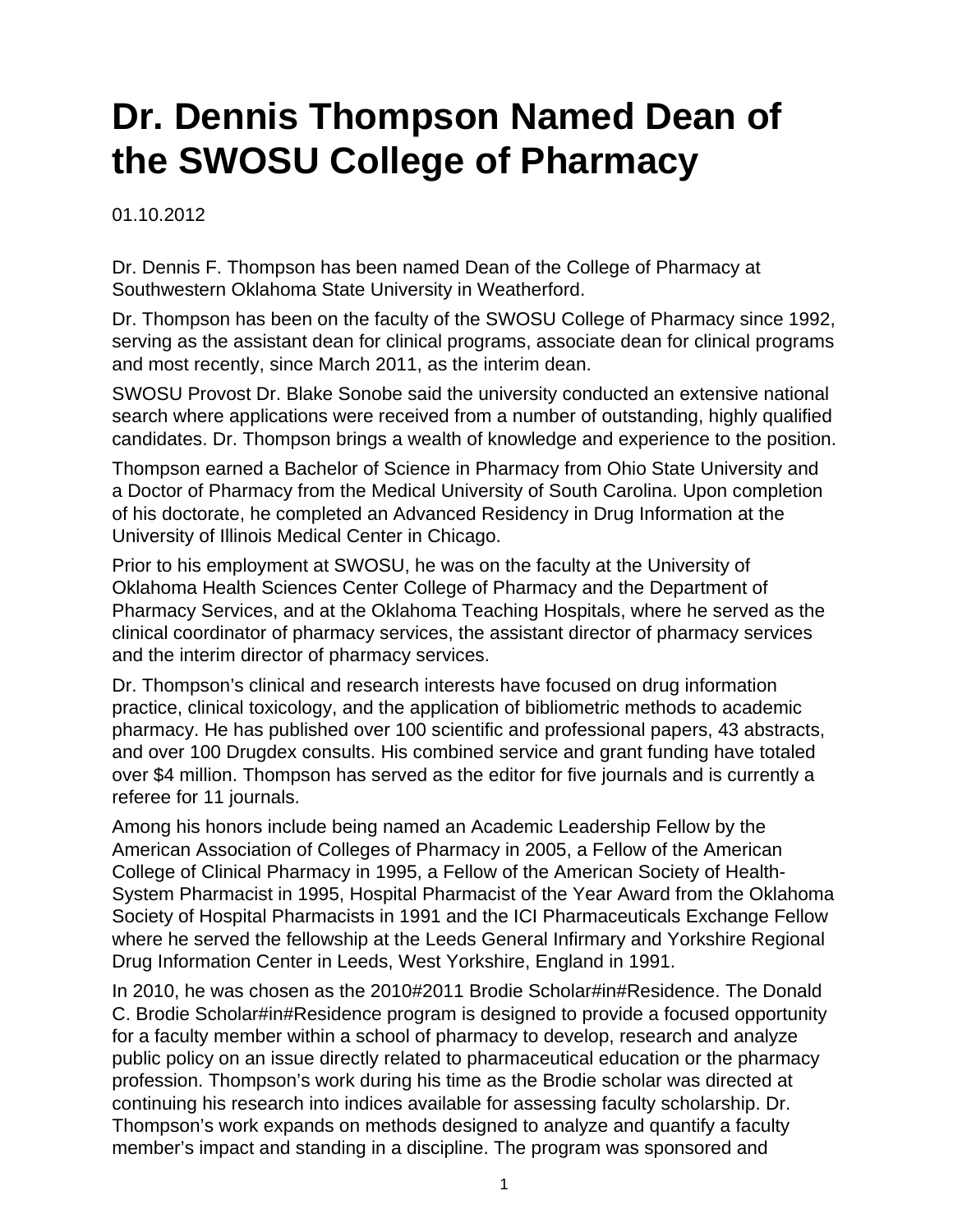# Dr. Dennis Thompson Named Dean of the SWOSU College of Pharmacy

01.10.2012

Dr. Dennis F. Thompson has been named Dean of the College of Pharmacy at Southwestern Oklahoma State University in Weatherford.

Dr. Thompson has been on the faculty of the SWOSU College of Pharmacy since 1992, serving as the assistant dean for clinical programs, associate dean for clinical programs and most recently, since March 2011, as the interim dean.

SWOSU Provost Dr. Blake Sonobe said the university conducted an extensive national search where applications were received from a number of outstanding, highly qualified candidates. Dr. Thompson brings a wealth of knowledge and experience to the position.

Thompson earned a Bachelor of Science in Pharmacy from Ohio State University and a Doctor of Pharmacy from the Medical University of South Carolina. Upon completion of his doctorate, he completed an Advanced Residency in Drug Information at the University of Illinois Medical Center in Chicago.

Prior to his employment at SWOSU, he was on the faculty at the University of Oklahoma Health Sciences Center College of Pharmacy and the Department of Pharmacy Services, and at the Oklahoma Teaching Hospitals, where he served as the clinical coordinator of pharmacy services, the assistant director of pharmacy services and the interim director of pharmacy services.

Dr. Thompson's clinical and research interests have focused on drug information practice, clinical toxicology, and the application of bibliometric methods to academic pharmacy. He has published over 100 scientific and professional papers, 43 abstracts, and over 100 Drugdex consults. His combined service and grant funding have totaled over $4 million. Thompson has served as the editor for five journals and is currently a referee for 11 journals.

Among his honors include being named an Academic Leadership Fellow by the American Association of Colleges of Pharmacy in 2005, a Fellow of the American College of Clinical Pharmacy in 1995, a Fellow of the American Society of Health-System Pharmacist in 1995, Hospital Pharmacist of the Year Award from the Oklahoma Society of Hospital Pharmacists in 1991 and the ICI Pharmaceuticals Exchange Fellow where he served the fellowship at the Leeds General Infirmary and Yorkshire Regional Drug Information Center in Leeds, West Yorkshire, England in 1991.

In 2010, he was chosen as the 2010#2011 Brodie Scholar#in#Residence. The Donald C. Brodie Scholar#in#Residence program is designed to provide a focused opportunity for a faculty member within a school of pharmacy to develop, research and analyze public policy on an issue directly related to pharmaceutical education or the pharmacy profession. Thompson's work during his time as the Brodie scholar was directed at continuing his research into indices available for assessing faculty scholarship. Dr. Thompson's work expands on methods designed to analyze and quantify a faculty member's impact and standing in a discipline. The program was sponsored and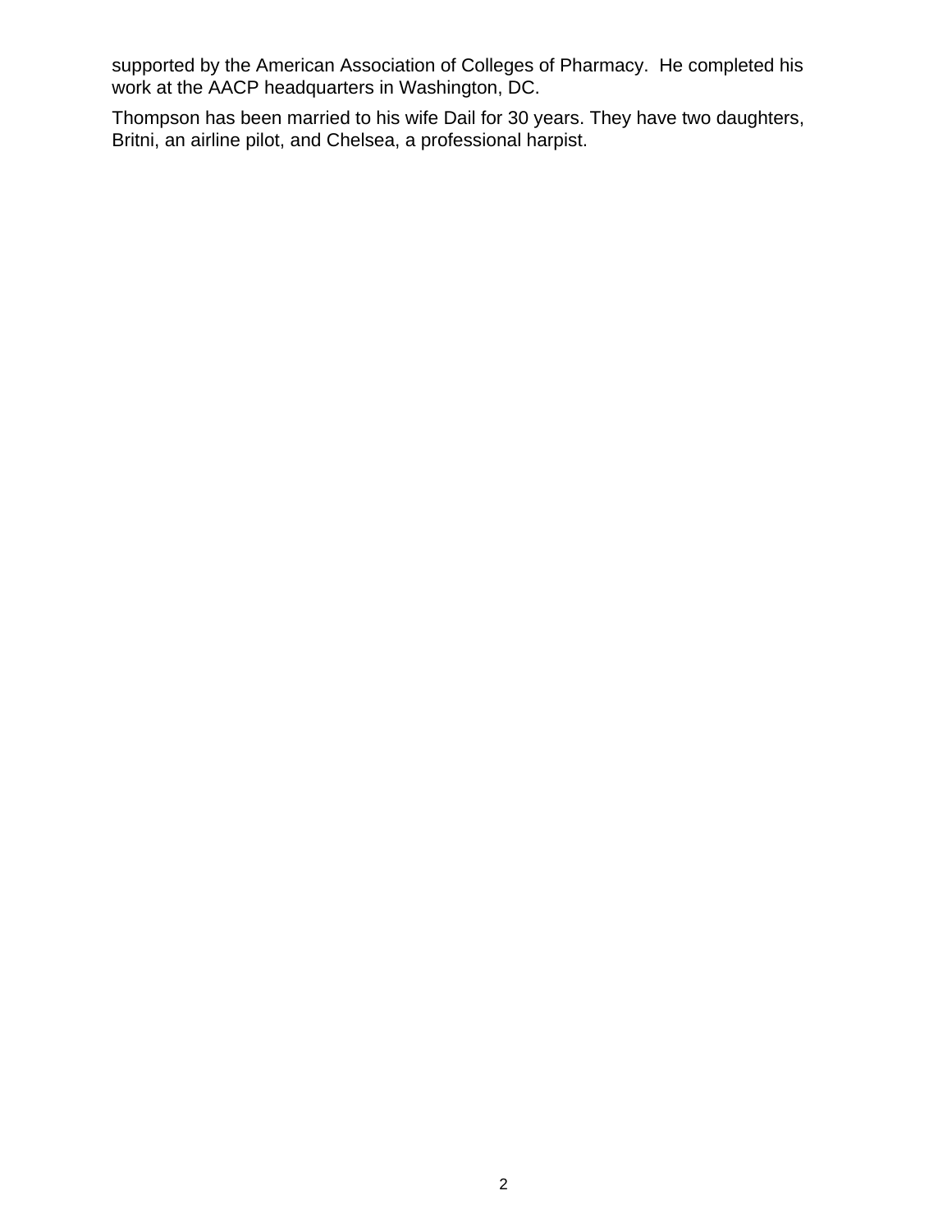supported by the American Association of Colleges of Pharmacy.  He completed his work at the AACP headquarters in Washington, DC.

Thompson has been married to his wife Dail for 30 years. They have two daughters, Britni, an airline pilot, and Chelsea, a professional harpist.